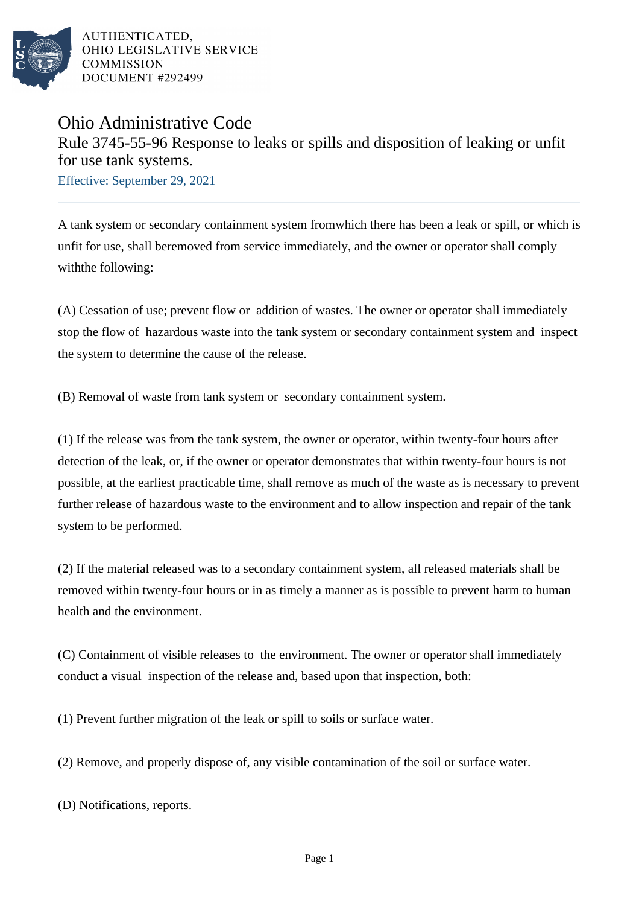AUTHENTICATED,
OHIO LEGISLATIVE SERVICE
COMMISSION
DOCUMENT #292499

# Ohio Administrative Code

## Rule 3745-55-96 Response to leaks or spills and disposition of leaking or unfit for use tank systems.

Effective: September 29, 2021

---

A tank system or secondary containment system fromwhich there has been a leak or spill, or which is unfit for use, shall beremoved from service immediately, and the owner or operator shall comply withthe following:

(A) Cessation of use; prevent flow or addition of wastes. The owner or operator shall immediately stop the flow of hazardous waste into the tank system or secondary containment system and inspect the system to determine the cause of the release.

(B) Removal of waste from tank system or secondary containment system.

(1) If the release was from the tank system, the owner or operator, within twenty-four hours after detection of the leak, or, if the owner or operator demonstrates that within twenty-four hours is not possible, at the earliest practicable time, shall remove as much of the waste as is necessary to prevent further release of hazardous waste to the environment and to allow inspection and repair of the tank system to be performed.

(2) If the material released was to a secondary containment system, all released materials shall be removed within twenty-four hours or in as timely a manner as is possible to prevent harm to human health and the environment.

(C) Containment of visible releases to the environment. The owner or operator shall immediately conduct a visual inspection of the release and, based upon that inspection, both:

(1) Prevent further migration of the leak or spill to soils or surface water.

(2) Remove, and properly dispose of, any visible contamination of the soil or surface water.

(D) Notifications, reports.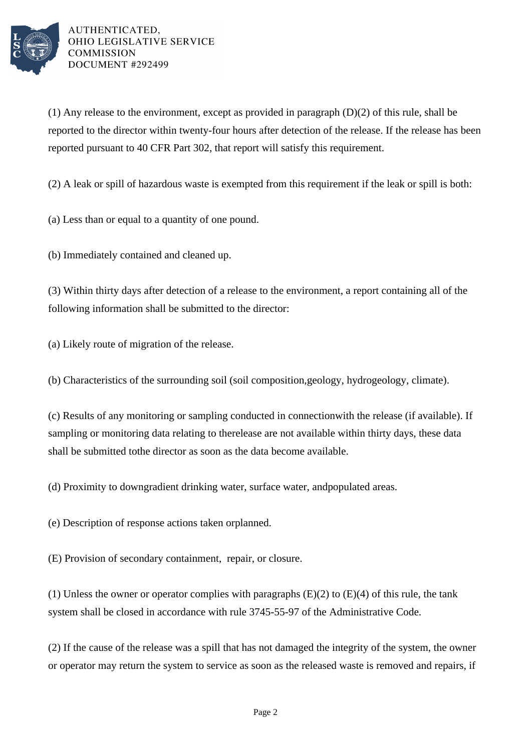(1) Any release to the environment, except as provided in paragraph (D)(2) of this rule, shall be reported to the director within twenty-four hours after detection of the release. If the release has been reported pursuant to 40 CFR Part 302, that report will satisfy this requirement.

(2) A leak or spill of hazardous waste is exempted from this requirement if the leak or spill is both:

(a) Less than or equal to a quantity of one pound.

(b) Immediately contained and cleaned up.

(3) Within thirty days after detection of a release to the environment, a report containing all of the following information shall be submitted to the director:

(a) Likely route of migration of the release.

(b) Characteristics of the surrounding soil (soil composition,geology, hydrogeology, climate).

(c) Results of any monitoring or sampling conducted in connectionwith the release (if available). If sampling or monitoring data relating to therelease are not available within thirty days, these data shall be submitted tothe director as soon as the data become available.

(d) Proximity to downgradient drinking water, surface water, andpopulated areas.

(e) Description of response actions taken orplanned.

(E) Provision of secondary containment, repair, or closure.

(1) Unless the owner or operator complies with paragraphs (E)(2) to (E)(4) of this rule, the tank system shall be closed in accordance with rule 3745-55-97 of the Administrative Code.

(2) If the cause of the release was a spill that has not damaged the integrity of the system, the owner or operator may return the system to service as soon as the released waste is removed and repairs, if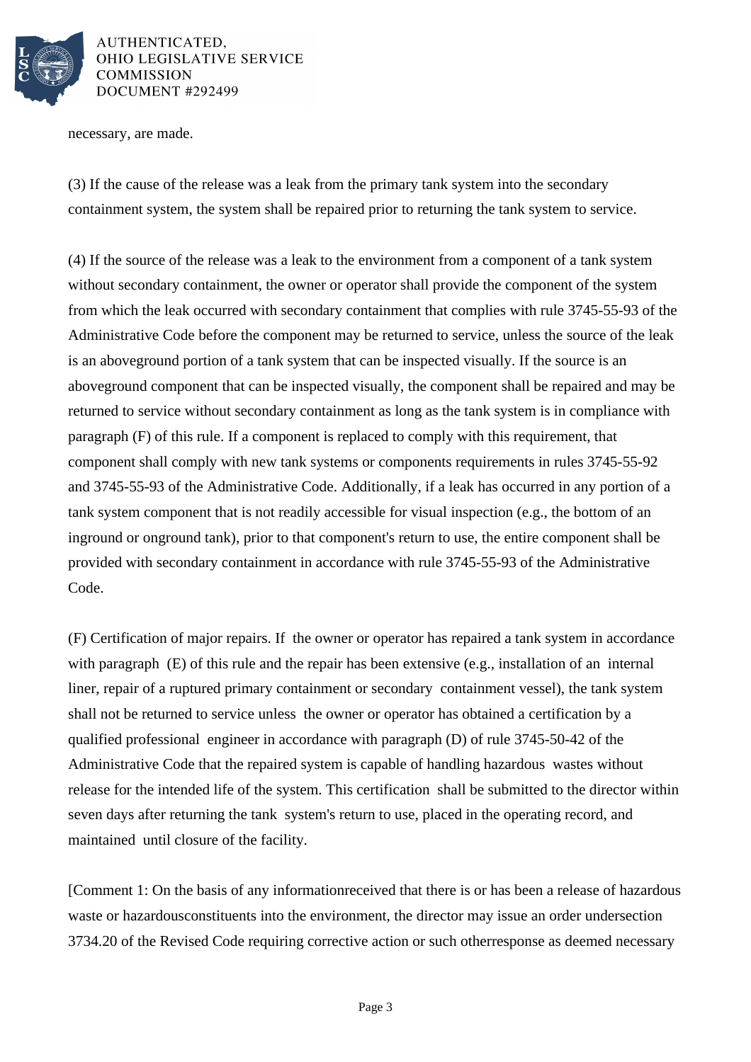necessary, are made.

(3) If the cause of the release was a leak from the primary tank system into the secondary containment system, the system shall be repaired prior to returning the tank system to service.

(4) If the source of the release was a leak to the environment from a component of a tank system without secondary containment, the owner or operator shall provide the component of the system from which the leak occurred with secondary containment that complies with rule 3745-55-93 of the Administrative Code before the component may be returned to service, unless the source of the leak is an aboveground portion of a tank system that can be inspected visually. If the source is an aboveground component that can be inspected visually, the component shall be repaired and may be returned to service without secondary containment as long as the tank system is in compliance with paragraph (F) of this rule. If a component is replaced to comply with this requirement, that component shall comply with new tank systems or components requirements in rules 3745-55-92 and 3745-55-93 of the Administrative Code. Additionally, if a leak has occurred in any portion of a tank system component that is not readily accessible for visual inspection (e.g., the bottom of an inground or onground tank), prior to that component's return to use, the entire component shall be provided with secondary containment in accordance with rule 3745-55-93 of the Administrative Code.

(F) Certification of major repairs. If the owner or operator has repaired a tank system in accordance with paragraph (E) of this rule and the repair has been extensive (e.g., installation of an internal liner, repair of a ruptured primary containment or secondary containment vessel), the tank system shall not be returned to service unless the owner or operator has obtained a certification by a qualified professional engineer in accordance with paragraph (D) of rule 3745-50-42 of the Administrative Code that the repaired system is capable of handling hazardous wastes without release for the intended life of the system. This certification shall be submitted to the director within seven days after returning the tank system's return to use, placed in the operating record, and maintained until closure of the facility.

[Comment 1: On the basis of any informationreceived that there is or has been a release of hazardous waste or hazardousconstituents into the environment, the director may issue an order undersection 3734.20 of the Revised Code requiring corrective action or such otherresponse as deemed necessary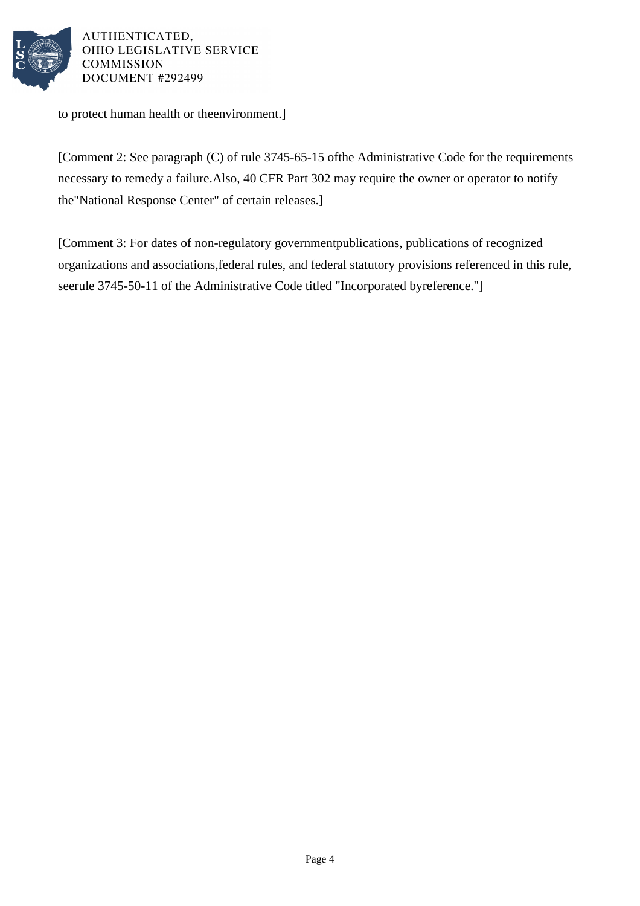to protect human health or theenvironment.]

[Comment 2: See paragraph (C) of rule 3745-65-15 ofthe Administrative Code for the requirements necessary to remedy a failure.Also, 40 CFR Part 302 may require the owner or operator to notify the"National Response Center" of certain releases.]

[Comment 3: For dates of non-regulatory governmentpublications, publications of recognized organizations and associations,federal rules, and federal statutory provisions referenced in this rule, seerule 3745-50-11 of the Administrative Code titled "Incorporated byreference."]